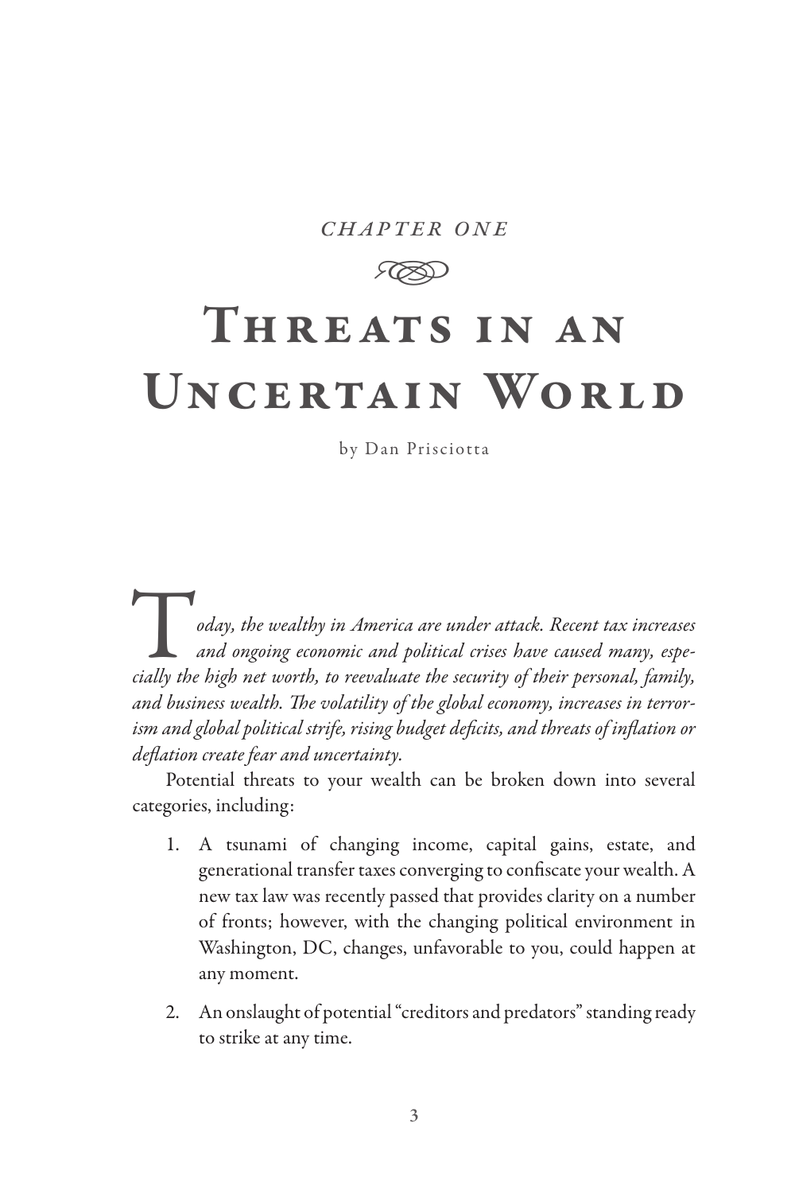*CHAPTER ONE*

# Threats in an Uncertain World

by Dan Prisciotta

*Today, the wealthy in America are under attack. Recent tax increases and ongoing economic and political crises have caused many, especially the high net worth, to reevaluate the security of their personal, family, and business wealth. The volatility of the global economy, increases in terrorism and global political strife, rising budget deficits, and threats of inflation or deflation create fear and uncertainty.*

Potential threats to your wealth can be broken down into several categories, including:

1. A tsunami of changing income, capital gains, estate, and generational transfer taxes converging to confiscate your wealth. A new tax law was recently passed that provides clarity on a number of fronts; however, with the changing political environment in Washington, DC, changes, unfavorable to you, could happen at any moment.

2. An onslaught of potential "creditors and predators" standing ready to strike at any time.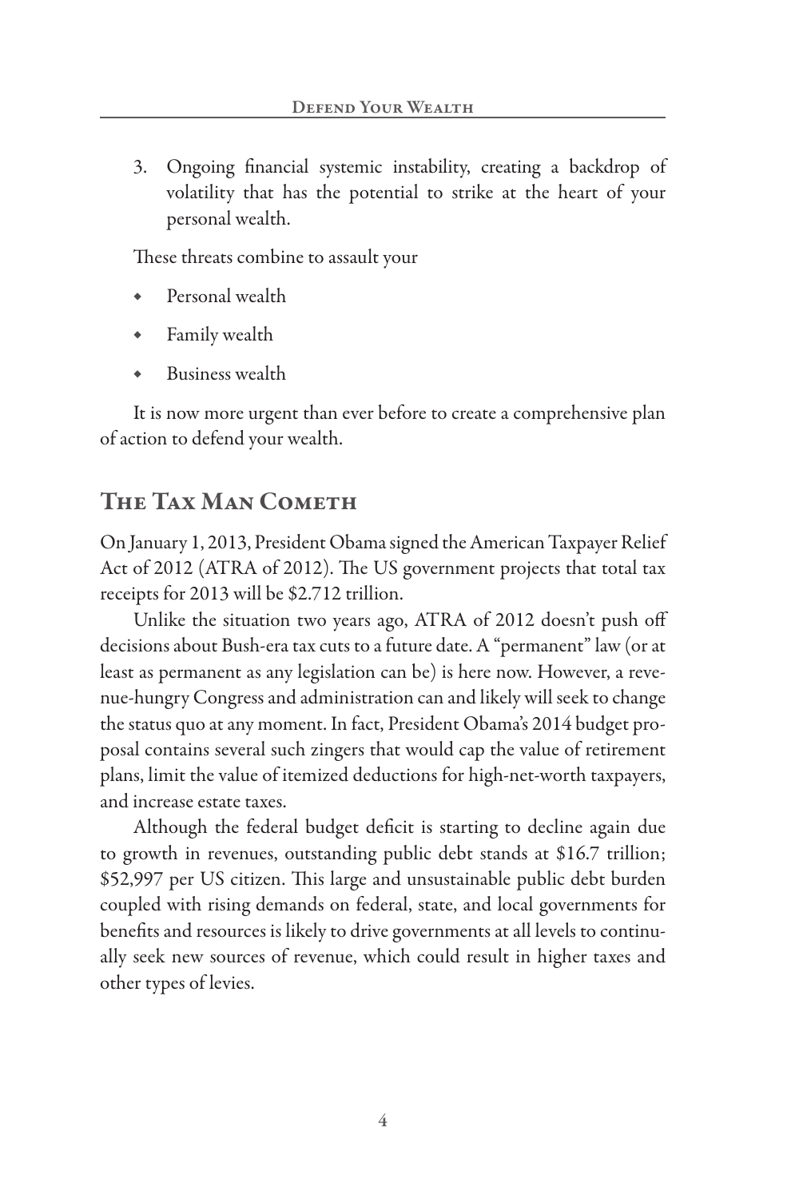3. Ongoing financial systemic instability, creating a backdrop of volatility that has the potential to strike at the heart of your personal wealth.

These threats combine to assault your

- Personal wealth
- Family wealth
- Business wealth

It is now more urgent than ever before to create a comprehensive plan of action to defend your wealth.

## The Tax Man Cometh

On January 1, 2013, President Obama signed the American Taxpayer Relief Act of 2012 (ATRA of 2012). The US government projects that total tax receipts for 2013 will be $2.712 trillion.

Unlike the situation two years ago, ATRA of 2012 doesn't push off decisions about Bush-era tax cuts to a future date. A "permanent" law (or at least as permanent as any legislation can be) is here now. However, a revenue-hungry Congress and administration can and likely will seek to change the status quo at any moment. In fact, President Obama's 2014 budget proposal contains several such zingers that would cap the value of retirement plans, limit the value of itemized deductions for high-net-worth taxpayers, and increase estate taxes.

Although the federal budget deficit is starting to decline again due to growth in revenues, outstanding public debt stands at $16.7 trillion; $52,997 per US citizen. This large and unsustainable public debt burden coupled with rising demands on federal, state, and local governments for benefits and resources is likely to drive governments at all levels to continually seek new sources of revenue, which could result in higher taxes and other types of levies.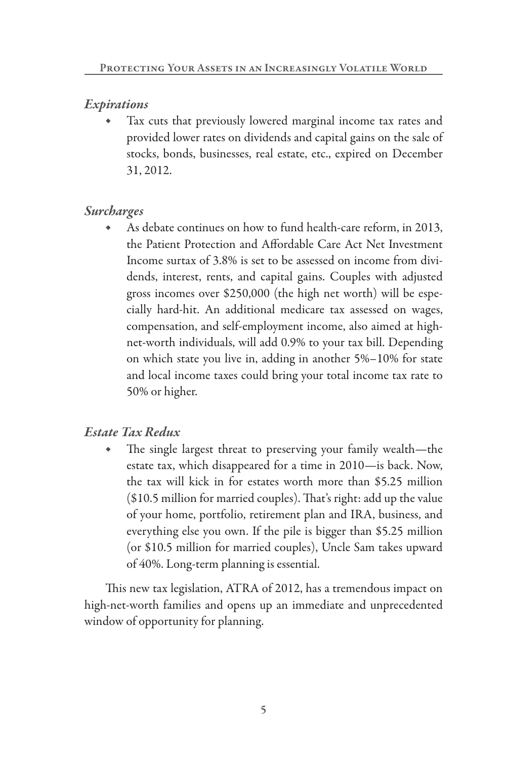### *Expirations*

- Tax cuts that previously lowered marginal income tax rates and provided lower rates on dividends and capital gains on the sale of stocks, bonds, businesses, real estate, etc., expired on December 31, 2012.

### *Surcharges*

- As debate continues on how to fund health-care reform, in 2013, the Patient Protection and Affordable Care Act Net Investment Income surtax of 3.8% is set to be assessed on income from dividends, interest, rents, and capital gains. Couples with adjusted gross incomes over $250,000 (the high net worth) will be especially hard-hit. An additional medicare tax assessed on wages, compensation, and self-employment income, also aimed at high-net-worth individuals, will add 0.9% to your tax bill. Depending on which state you live in, adding in another 5%–10% for state and local income taxes could bring your total income tax rate to 50% or higher.

### *Estate Tax Redux*

- The single largest threat to preserving your family wealth—the estate tax, which disappeared for a time in 2010—is back. Now, the tax will kick in for estates worth more than $5.25 million ($10.5 million for married couples). That's right: add up the value of your home, portfolio, retirement plan and IRA, business, and everything else you own. If the pile is bigger than $5.25 million (or $10.5 million for married couples), Uncle Sam takes upward of 40%. Long-term planning is essential.

This new tax legislation, ATRA of 2012, has a tremendous impact on high-net-worth families and opens up an immediate and unprecedented window of opportunity for planning.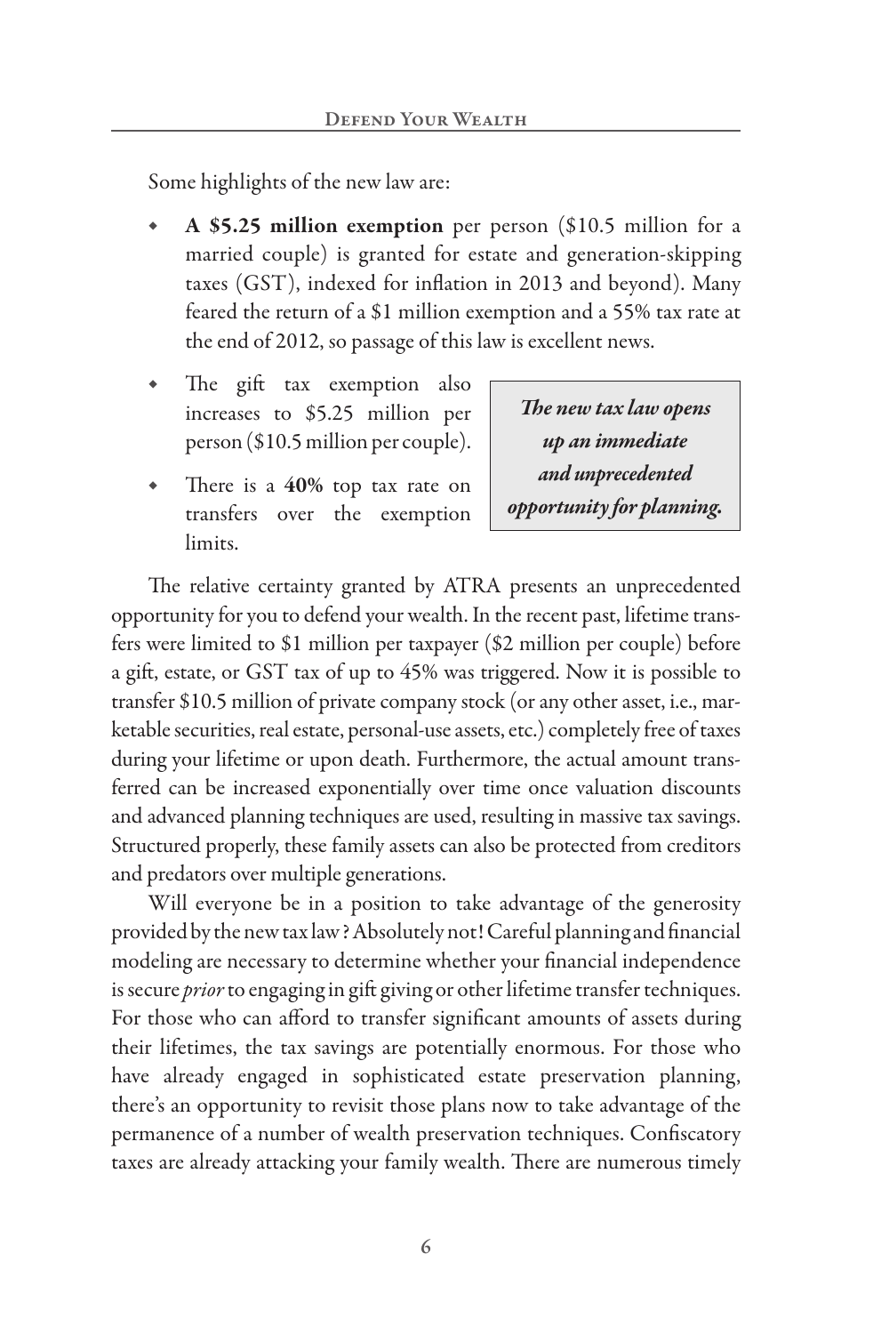Some highlights of the new law are:

- **A $5.25 million exemption** per person ($10.5 million for a married couple) is granted for estate and generation-skipping taxes (GST), indexed for inflation in 2013 and beyond). Many feared the return of a $1 million exemption and a 55% tax rate at the end of 2012, so passage of this law is excellent news.
- The gift tax exemption also increases to $5.25 million per person ($10.5 million per couple).
- There is a **40%** top tax rate on transfers over the exemption limits.

> ***The new tax law opens up an immediate and unprecedented opportunity for planning.***

The relative certainty granted by ATRA presents an unprecedented opportunity for you to defend your wealth. In the recent past, lifetime transfers were limited to $1 million per taxpayer ($2 million per couple) before a gift, estate, or GST tax of up to 45% was triggered. Now it is possible to transfer $10.5 million of private company stock (or any other asset, i.e., marketable securities, real estate, personal-use assets, etc.) completely free of taxes during your lifetime or upon death. Furthermore, the actual amount transferred can be increased exponentially over time once valuation discounts and advanced planning techniques are used, resulting in massive tax savings. Structured properly, these family assets can also be protected from creditors and predators over multiple generations.

Will everyone be in a position to take advantage of the generosity provided by the new tax law? Absolutely not! Careful planning and financial modeling are necessary to determine whether your financial independence is secure *prior* to engaging in gift giving or other lifetime transfer techniques. For those who can afford to transfer significant amounts of assets during their lifetimes, the tax savings are potentially enormous. For those who have already engaged in sophisticated estate preservation planning, there's an opportunity to revisit those plans now to take advantage of the permanence of a number of wealth preservation techniques. Confiscatory taxes are already attacking your family wealth. There are numerous timely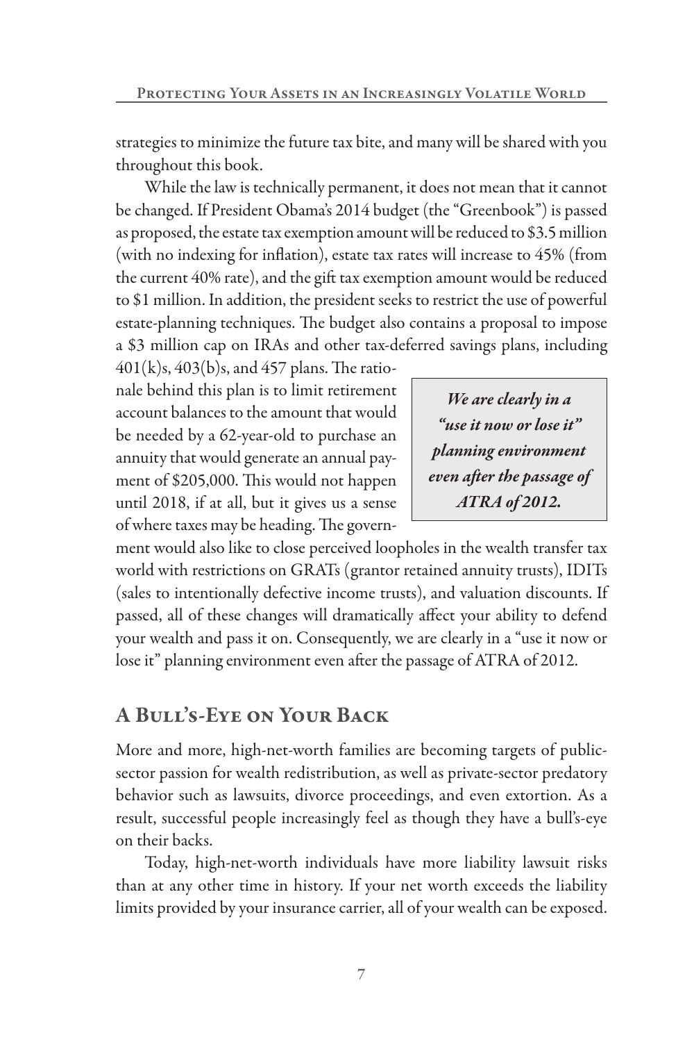strategies to minimize the future tax bite, and many will be shared with you throughout this book.

While the law is technically permanent, it does not mean that it cannot be changed. If President Obama's 2014 budget (the "Greenbook") is passed as proposed, the estate tax exemption amount will be reduced to $3.5 million (with no indexing for inflation), estate tax rates will increase to 45% (from the current 40% rate), and the gift tax exemption amount would be reduced to $1 million. In addition, the president seeks to restrict the use of powerful estate-planning techniques. The budget also contains a proposal to impose a $3 million cap on IRAs and other tax-deferred savings plans, including 401(k)s, 403(b)s, and 457 plans. The rationale behind this plan is to limit retirement account balances to the amount that would be needed by a 62-year-old to purchase an annuity that would generate an annual payment of $205,000. This would not happen until 2018, if at all, but it gives us a sense of where taxes may be heading. The government would also like to close perceived loopholes in the wealth transfer tax world with restrictions on GRATs (grantor retained annuity trusts), IDITs (sales to intentionally defective income trusts), and valuation discounts. If passed, all of these changes will dramatically affect your ability to defend your wealth and pass it on. Consequently, we are clearly in a "use it now or lose it" planning environment even after the passage of ATRA of 2012.

> ***We are clearly in a "use it now or lose it" planning environment even after the passage of ATRA of 2012.***

## A Bull's-Eye on Your Back

More and more, high-net-worth families are becoming targets of public-sector passion for wealth redistribution, as well as private-sector predatory behavior such as lawsuits, divorce proceedings, and even extortion. As a result, successful people increasingly feel as though they have a bull's-eye on their backs.

Today, high-net-worth individuals have more liability lawsuit risks than at any other time in history. If your net worth exceeds the liability limits provided by your insurance carrier, all of your wealth can be exposed.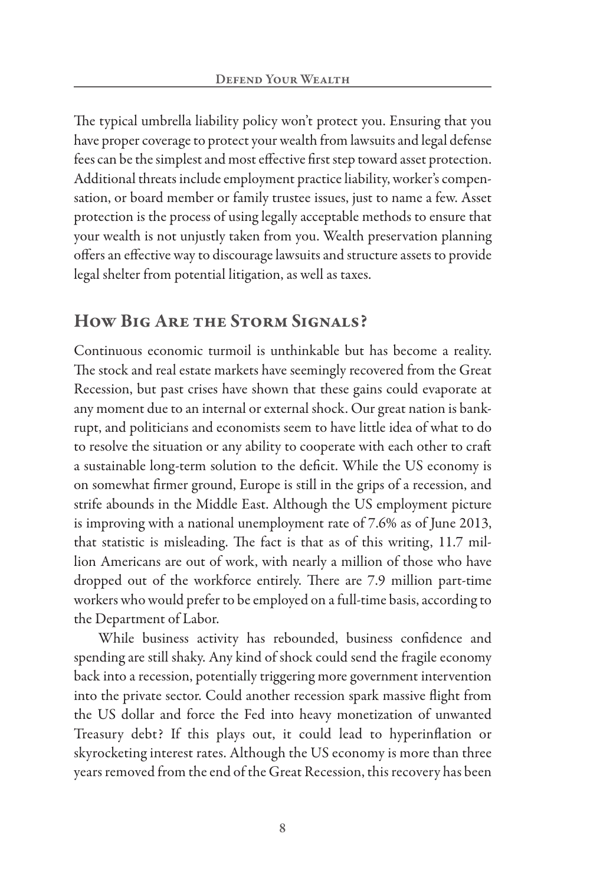The typical umbrella liability policy won't protect you. Ensuring that you have proper coverage to protect your wealth from lawsuits and legal defense fees can be the simplest and most effective first step toward asset protection. Additional threats include employment practice liability, worker's compensation, or board member or family trustee issues, just to name a few. Asset protection is the process of using legally acceptable methods to ensure that your wealth is not unjustly taken from you. Wealth preservation planning offers an effective way to discourage lawsuits and structure assets to provide legal shelter from potential litigation, as well as taxes.

## How Big Are the Storm Signals?

Continuous economic turmoil is unthinkable but has become a reality. The stock and real estate markets have seemingly recovered from the Great Recession, but past crises have shown that these gains could evaporate at any moment due to an internal or external shock. Our great nation is bankrupt, and politicians and economists seem to have little idea of what to do to resolve the situation or any ability to cooperate with each other to craft a sustainable long-term solution to the deficit. While the US economy is on somewhat firmer ground, Europe is still in the grips of a recession, and strife abounds in the Middle East. Although the US employment picture is improving with a national unemployment rate of 7.6% as of June 2013, that statistic is misleading. The fact is that as of this writing, 11.7 million Americans are out of work, with nearly a million of those who have dropped out of the workforce entirely. There are 7.9 million part-time workers who would prefer to be employed on a full-time basis, according to the Department of Labor.

While business activity has rebounded, business confidence and spending are still shaky. Any kind of shock could send the fragile economy back into a recession, potentially triggering more government intervention into the private sector. Could another recession spark massive flight from the US dollar and force the Fed into heavy monetization of unwanted Treasury debt? If this plays out, it could lead to hyperinflation or skyrocketing interest rates. Although the US economy is more than three years removed from the end of the Great Recession, this recovery has been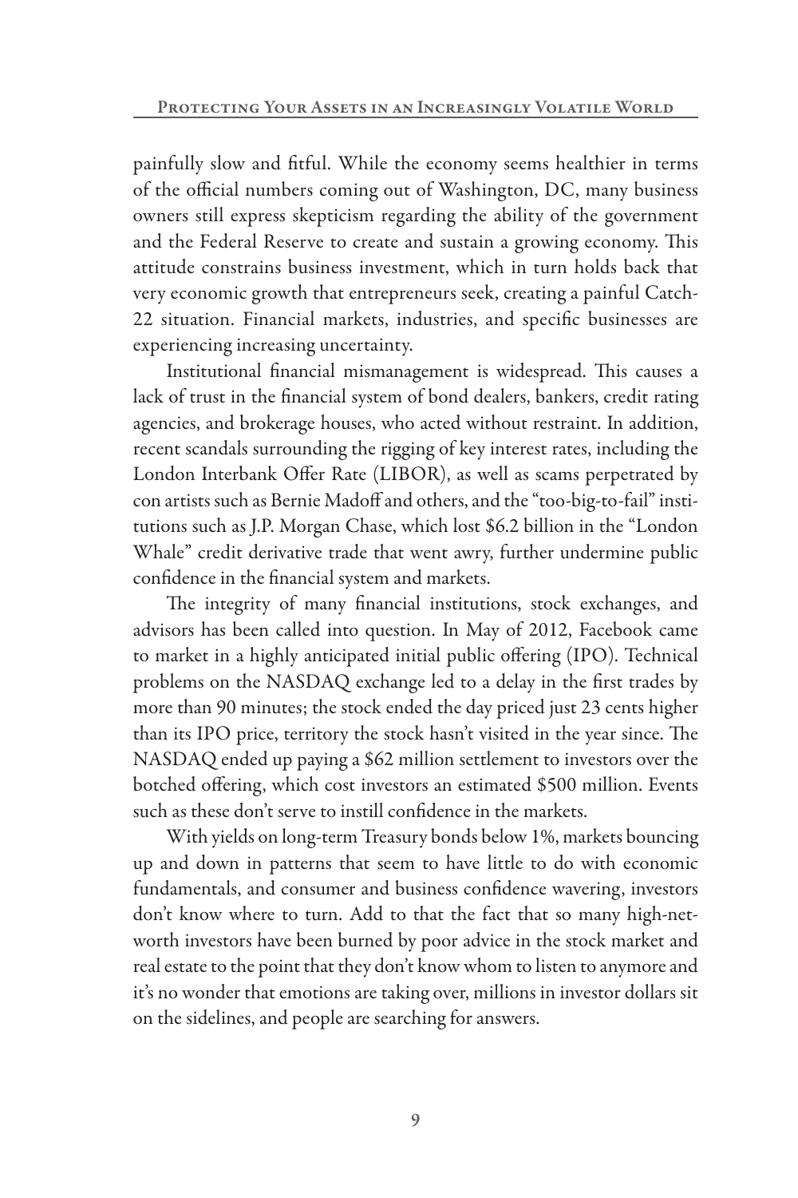painfully slow and fitful. While the economy seems healthier in terms of the official numbers coming out of Washington, DC, many business owners still express skepticism regarding the ability of the government and the Federal Reserve to create and sustain a growing economy. This attitude constrains business investment, which in turn holds back that very economic growth that entrepreneurs seek, creating a painful Catch-22 situation. Financial markets, industries, and specific businesses are experiencing increasing uncertainty.

Institutional financial mismanagement is widespread. This causes a lack of trust in the financial system of bond dealers, bankers, credit rating agencies, and brokerage houses, who acted without restraint. In addition, recent scandals surrounding the rigging of key interest rates, including the London Interbank Offer Rate (LIBOR), as well as scams perpetrated by con artists such as Bernie Madoff and others, and the "too-big-to-fail" institutions such as J.P. Morgan Chase, which lost $6.2 billion in the "London Whale" credit derivative trade that went awry, further undermine public confidence in the financial system and markets.

The integrity of many financial institutions, stock exchanges, and advisors has been called into question. In May of 2012, Facebook came to market in a highly anticipated initial public offering (IPO). Technical problems on the NASDAQ exchange led to a delay in the first trades by more than 90 minutes; the stock ended the day priced just 23 cents higher than its IPO price, territory the stock hasn't visited in the year since. The NASDAQ ended up paying a $62 million settlement to investors over the botched offering, which cost investors an estimated $500 million. Events such as these don't serve to instill confidence in the markets.

With yields on long-term Treasury bonds below 1%, markets bouncing up and down in patterns that seem to have little to do with economic fundamentals, and consumer and business confidence wavering, investors don't know where to turn. Add to that the fact that so many high-net-worth investors have been burned by poor advice in the stock market and real estate to the point that they don't know whom to listen to anymore and it's no wonder that emotions are taking over, millions in investor dollars sit on the sidelines, and people are searching for answers.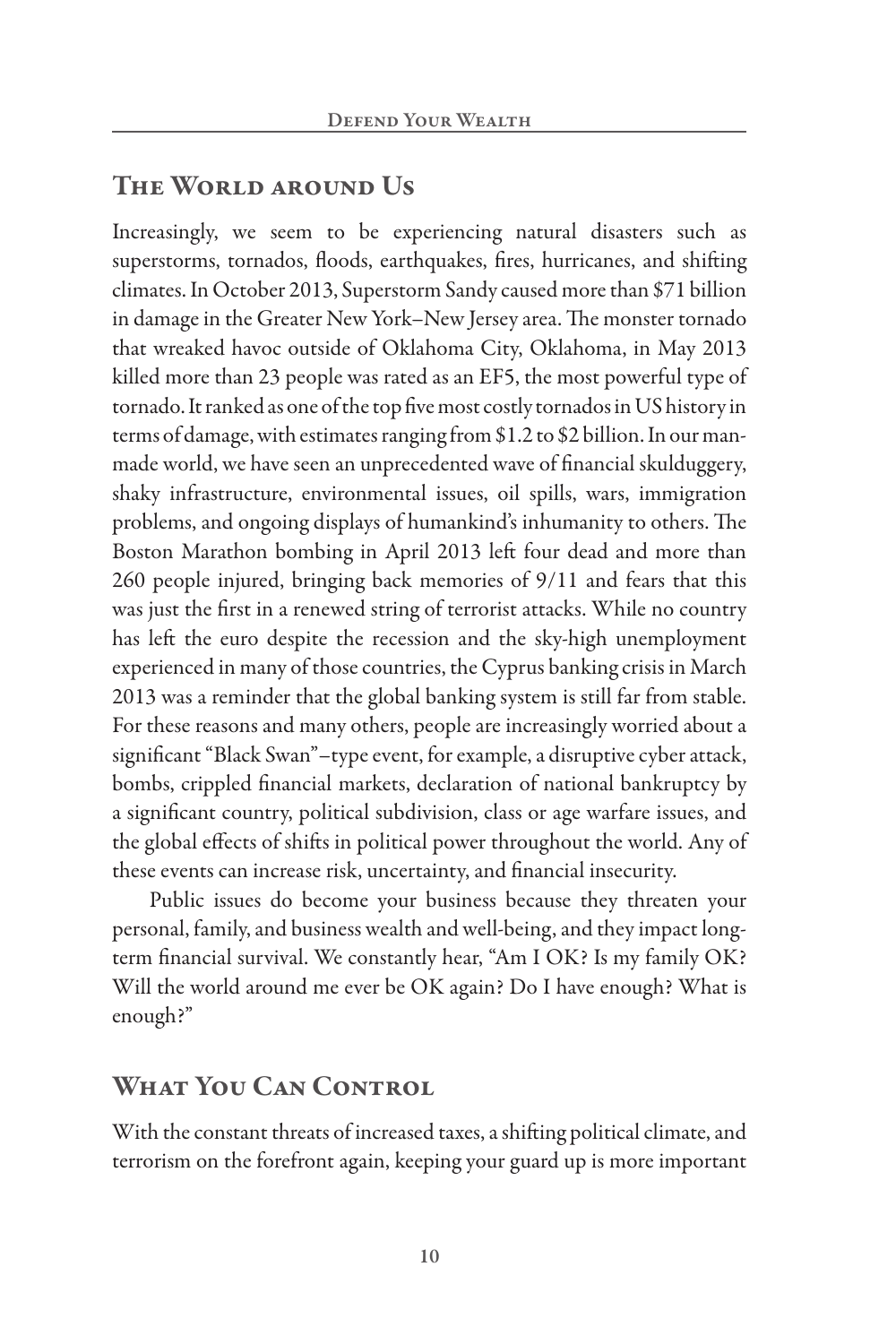## The World around Us

Increasingly, we seem to be experiencing natural disasters such as superstorms, tornados, floods, earthquakes, fires, hurricanes, and shifting climates. In October 2013, Superstorm Sandy caused more than $71 billion in damage in the Greater New York–New Jersey area. The monster tornado that wreaked havoc outside of Oklahoma City, Oklahoma, in May 2013 killed more than 23 people was rated as an EF5, the most powerful type of tornado. It ranked as one of the top five most costly tornados in US history in terms of damage, with estimates ranging from $1.2 to $2 billion. In our man-made world, we have seen an unprecedented wave of financial skulduggery, shaky infrastructure, environmental issues, oil spills, wars, immigration problems, and ongoing displays of humankind's inhumanity to others. The Boston Marathon bombing in April 2013 left four dead and more than 260 people injured, bringing back memories of 9/11 and fears that this was just the first in a renewed string of terrorist attacks. While no country has left the euro despite the recession and the sky-high unemployment experienced in many of those countries, the Cyprus banking crisis in March 2013 was a reminder that the global banking system is still far from stable. For these reasons and many others, people are increasingly worried about a significant "Black Swan"–type event, for example, a disruptive cyber attack, bombs, crippled financial markets, declaration of national bankruptcy by a significant country, political subdivision, class or age warfare issues, and the global effects of shifts in political power throughout the world. Any of these events can increase risk, uncertainty, and financial insecurity.

Public issues do become your business because they threaten your personal, family, and business wealth and well-being, and they impact long-term financial survival. We constantly hear, "Am I OK? Is my family OK? Will the world around me ever be OK again? Do I have enough? What is enough?"

## What You Can Control

With the constant threats of increased taxes, a shifting political climate, and terrorism on the forefront again, keeping your guard up is more important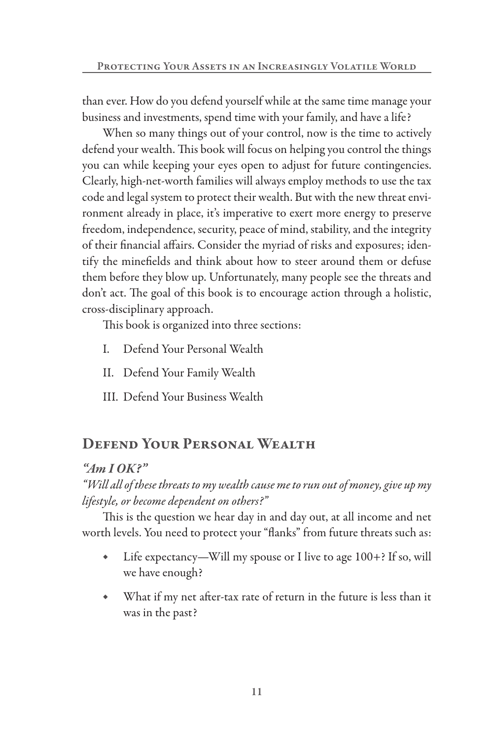than ever. How do you defend yourself while at the same time manage your business and investments, spend time with your family, and have a life?

When so many things out of your control, now is the time to actively defend your wealth. This book will focus on helping you control the things you can while keeping your eyes open to adjust for future contingencies. Clearly, high-net-worth families will always employ methods to use the tax code and legal system to protect their wealth. But with the new threat environment already in place, it's imperative to exert more energy to preserve freedom, independence, security, peace of mind, stability, and the integrity of their financial affairs. Consider the myriad of risks and exposures; identify the minefields and think about how to steer around them or defuse them before they blow up. Unfortunately, many people see the threats and don't act. The goal of this book is to encourage action through a holistic, cross-disciplinary approach.

This book is organized into three sections:

I. Defend Your Personal Wealth

II. Defend Your Family Wealth

III. Defend Your Business Wealth

## Defend Your Personal Wealth

*"Am I OK?"*

*"Will all of these threats to my wealth cause me to run out of money, give up my lifestyle, or become dependent on others?"*

This is the question we hear day in and day out, at all income and net worth levels. You need to protect your "flanks" from future threats such as:

- Life expectancy—Will my spouse or I live to age 100+? If so, will we have enough?
- What if my net after-tax rate of return in the future is less than it was in the past?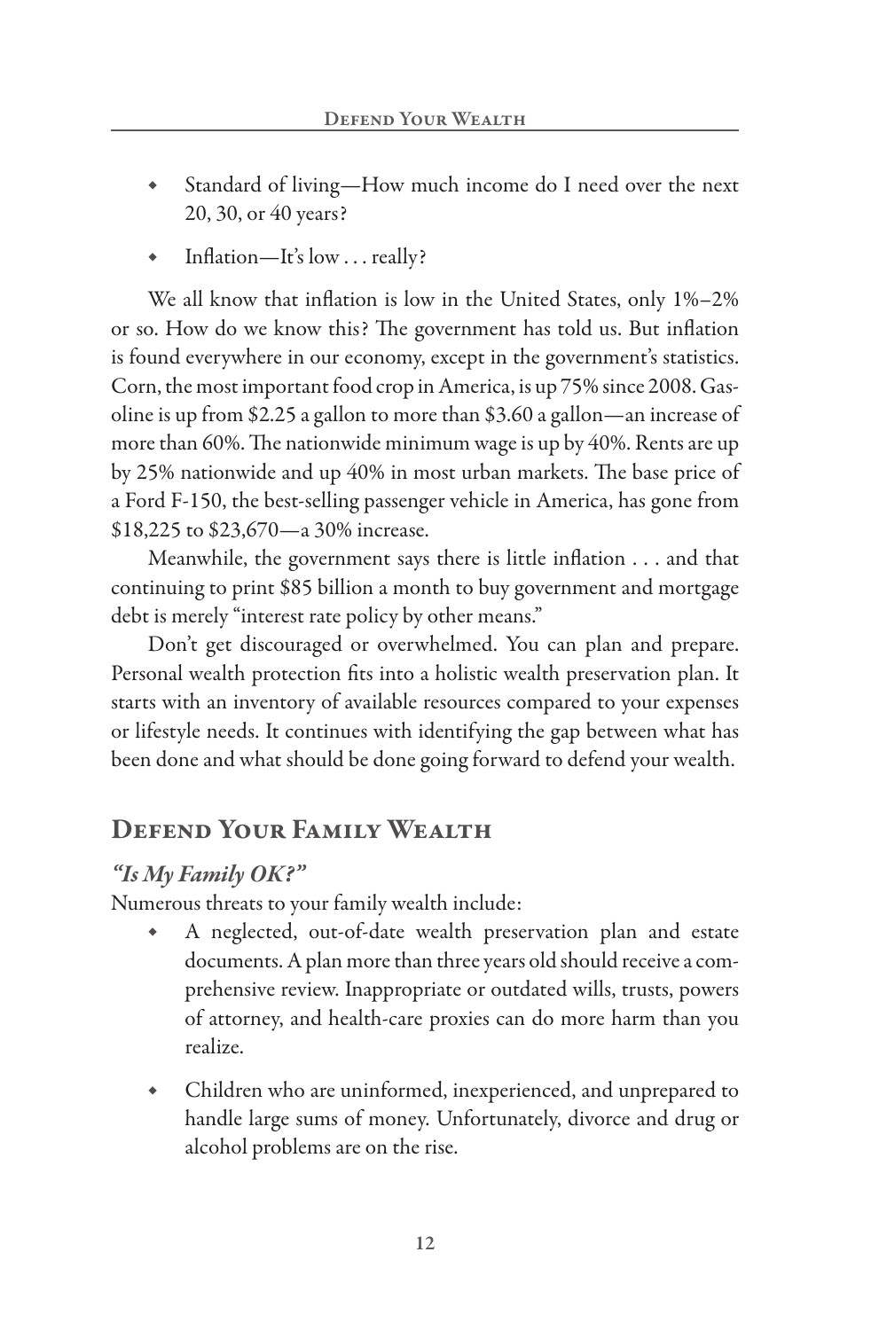- Standard of living—How much income do I need over the next 20, 30, or 40 years?
- Inflation—It's low . . . really?

We all know that inflation is low in the United States, only 1%–2% or so. How do we know this? The government has told us. But inflation is found everywhere in our economy, except in the government's statistics. Corn, the most important food crop in America, is up 75% since 2008. Gasoline is up from $2.25 a gallon to more than $3.60 a gallon—an increase of more than 60%. The nationwide minimum wage is up by 40%. Rents are up by 25% nationwide and up 40% in most urban markets. The base price of a Ford F-150, the best-selling passenger vehicle in America, has gone from $18,225 to $23,670—a 30% increase.

Meanwhile, the government says there is little inflation . . . and that continuing to print $85 billion a month to buy government and mortgage debt is merely "interest rate policy by other means."

Don't get discouraged or overwhelmed. You can plan and prepare. Personal wealth protection fits into a holistic wealth preservation plan. It starts with an inventory of available resources compared to your expenses or lifestyle needs. It continues with identifying the gap between what has been done and what should be done going forward to defend your wealth.

## Defend Your Family Wealth

### *"Is My Family OK?"*

Numerous threats to your family wealth include:

- A neglected, out-of-date wealth preservation plan and estate documents. A plan more than three years old should receive a comprehensive review. Inappropriate or outdated wills, trusts, powers of attorney, and health-care proxies can do more harm than you realize.
- Children who are uninformed, inexperienced, and unprepared to handle large sums of money. Unfortunately, divorce and drug or alcohol problems are on the rise.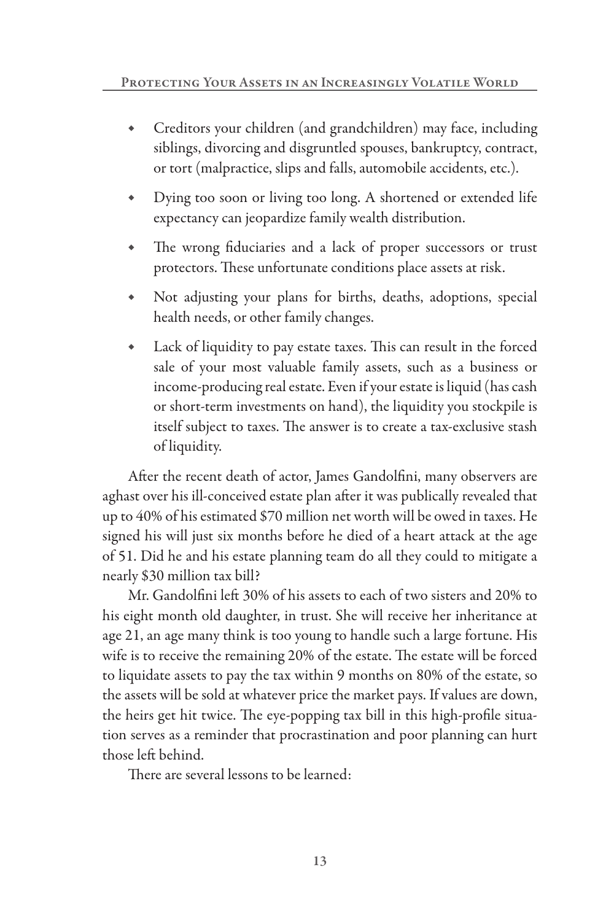- Creditors your children (and grandchildren) may face, including siblings, divorcing and disgruntled spouses, bankruptcy, contract, or tort (malpractice, slips and falls, automobile accidents, etc.).
- Dying too soon or living too long. A shortened or extended life expectancy can jeopardize family wealth distribution.
- The wrong fiduciaries and a lack of proper successors or trust protectors. These unfortunate conditions place assets at risk.
- Not adjusting your plans for births, deaths, adoptions, special health needs, or other family changes.
- Lack of liquidity to pay estate taxes. This can result in the forced sale of your most valuable family assets, such as a business or income-producing real estate. Even if your estate is liquid (has cash or short-term investments on hand), the liquidity you stockpile is itself subject to taxes. The answer is to create a tax-exclusive stash of liquidity.

After the recent death of actor, James Gandolfini, many observers are aghast over his ill-conceived estate plan after it was publically revealed that up to 40% of his estimated $70 million net worth will be owed in taxes. He signed his will just six months before he died of a heart attack at the age of 51. Did he and his estate planning team do all they could to mitigate a nearly $30 million tax bill?

Mr. Gandolfini left 30% of his assets to each of two sisters and 20% to his eight month old daughter, in trust. She will receive her inheritance at age 21, an age many think is too young to handle such a large fortune. His wife is to receive the remaining 20% of the estate. The estate will be forced to liquidate assets to pay the tax within 9 months on 80% of the estate, so the assets will be sold at whatever price the market pays. If values are down, the heirs get hit twice. The eye-popping tax bill in this high-profile situation serves as a reminder that procrastination and poor planning can hurt those left behind.

There are several lessons to be learned: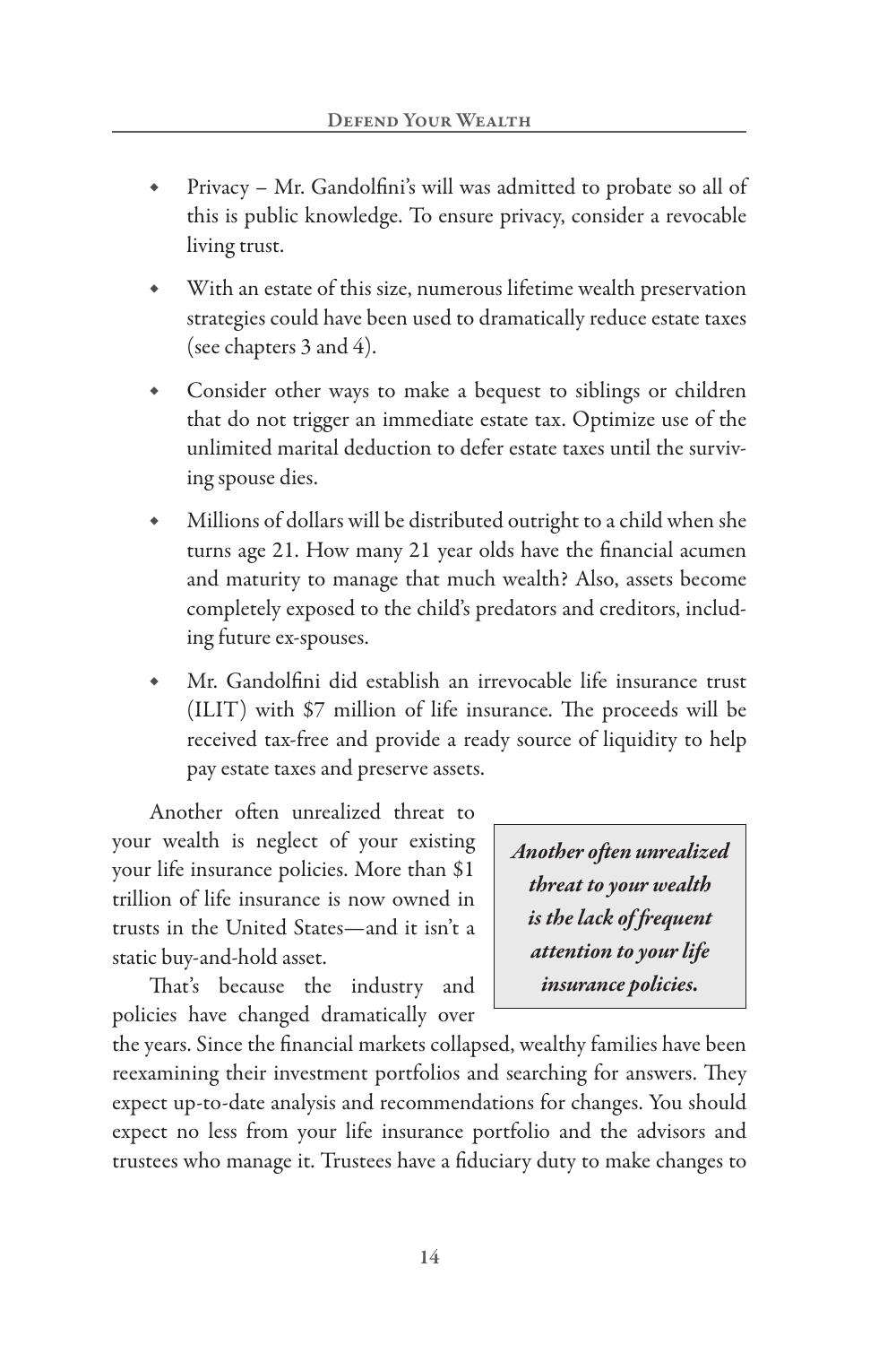- Privacy – Mr. Gandolfini's will was admitted to probate so all of this is public knowledge. To ensure privacy, consider a revocable living trust.
- With an estate of this size, numerous lifetime wealth preservation strategies could have been used to dramatically reduce estate taxes (see chapters 3 and 4).
- Consider other ways to make a bequest to siblings or children that do not trigger an immediate estate tax. Optimize use of the unlimited marital deduction to defer estate taxes until the surviving spouse dies.
- Millions of dollars will be distributed outright to a child when she turns age 21. How many 21 year olds have the financial acumen and maturity to manage that much wealth? Also, assets become completely exposed to the child's predators and creditors, including future ex-spouses.
- Mr. Gandolfini did establish an irrevocable life insurance trust (ILIT) with $7 million of life insurance. The proceeds will be received tax-free and provide a ready source of liquidity to help pay estate taxes and preserve assets.

Another often unrealized threat to your wealth is neglect of your existing your life insurance policies. More than $1 trillion of life insurance is now owned in trusts in the United States—and it isn't a static buy-and-hold asset.

> ***Another often unrealized threat to your wealth is the lack of frequent attention to your life insurance policies.***

That's because the industry and policies have changed dramatically over the years. Since the financial markets collapsed, wealthy families have been reexamining their investment portfolios and searching for answers. They expect up-to-date analysis and recommendations for changes. You should expect no less from your life insurance portfolio and the advisors and trustees who manage it. Trustees have a fiduciary duty to make changes to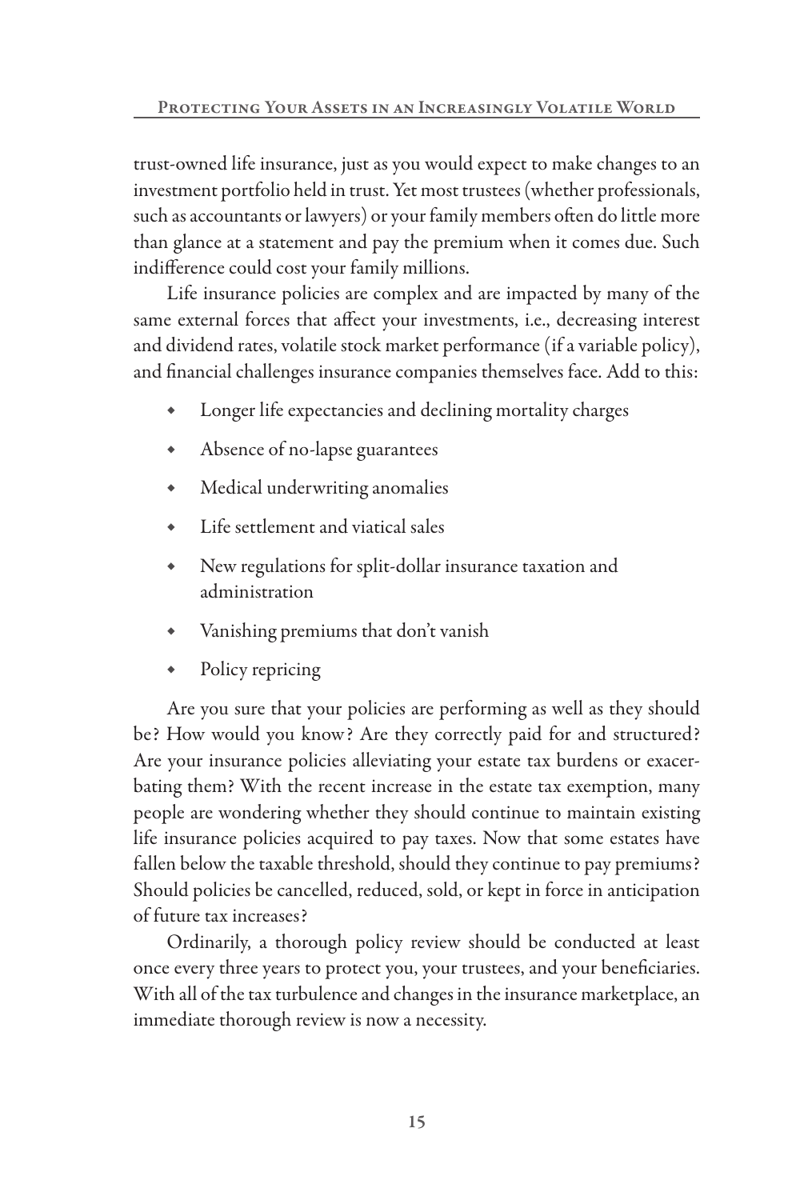trust-owned life insurance, just as you would expect to make changes to an investment portfolio held in trust. Yet most trustees (whether professionals, such as accountants or lawyers) or your family members often do little more than glance at a statement and pay the premium when it comes due. Such indifference could cost your family millions.

Life insurance policies are complex and are impacted by many of the same external forces that affect your investments, i.e., decreasing interest and dividend rates, volatile stock market performance (if a variable policy), and financial challenges insurance companies themselves face. Add to this:

- Longer life expectancies and declining mortality charges
- Absence of no-lapse guarantees
- Medical underwriting anomalies
- Life settlement and viatical sales
- New regulations for split-dollar insurance taxation and administration
- Vanishing premiums that don't vanish
- Policy repricing

Are you sure that your policies are performing as well as they should be? How would you know? Are they correctly paid for and structured? Are your insurance policies alleviating your estate tax burdens or exacerbating them? With the recent increase in the estate tax exemption, many people are wondering whether they should continue to maintain existing life insurance policies acquired to pay taxes. Now that some estates have fallen below the taxable threshold, should they continue to pay premiums? Should policies be cancelled, reduced, sold, or kept in force in anticipation of future tax increases?

Ordinarily, a thorough policy review should be conducted at least once every three years to protect you, your trustees, and your beneficiaries. With all of the tax turbulence and changes in the insurance marketplace, an immediate thorough review is now a necessity.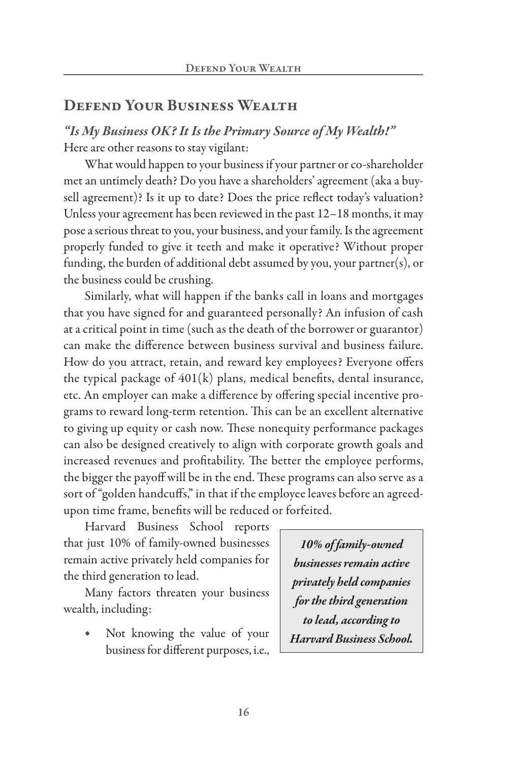## Defend Your Business Wealth

***"Is My Business OK? It Is the Primary Source of My Wealth!"***

Here are other reasons to stay vigilant:

What would happen to your business if your partner or co-shareholder met an untimely death? Do you have a shareholders' agreement (aka a buy-sell agreement)? Is it up to date? Does the price reflect today's valuation? Unless your agreement has been reviewed in the past 12–18 months, it may pose a serious threat to you, your business, and your family. Is the agreement properly funded to give it teeth and make it operative? Without proper funding, the burden of additional debt assumed by you, your partner(s), or the business could be crushing.

Similarly, what will happen if the banks call in loans and mortgages that you have signed for and guaranteed personally? An infusion of cash at a critical point in time (such as the death of the borrower or guarantor) can make the difference between business survival and business failure. How do you attract, retain, and reward key employees? Everyone offers the typical package of 401(k) plans, medical benefits, dental insurance, etc. An employer can make a difference by offering special incentive programs to reward long-term retention. This can be an excellent alternative to giving up equity or cash now. These nonequity performance packages can also be designed creatively to align with corporate growth goals and increased revenues and profitability. The better the employee performs, the bigger the payoff will be in the end. These programs can also serve as a sort of "golden handcuffs," in that if the employee leaves before an agreed-upon time frame, benefits will be reduced or forfeited.

Harvard Business School reports that just 10% of family-owned businesses remain active privately held companies for the third generation to lead.

> ***10% of family-owned businesses remain active privately held companies for the third generation to lead, according to Harvard Business School.***

Many factors threaten your business wealth, including:

- Not knowing the value of your business for different purposes, i.e.,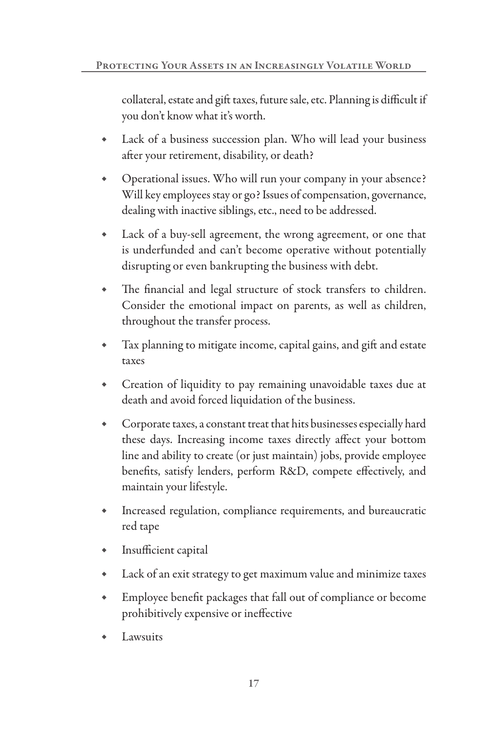collateral, estate and gift taxes, future sale, etc. Planning is difficult if you don't know what it's worth.

- Lack of a business succession plan. Who will lead your business after your retirement, disability, or death?
- Operational issues. Who will run your company in your absence? Will key employees stay or go? Issues of compensation, governance, dealing with inactive siblings, etc., need to be addressed.
- Lack of a buy-sell agreement, the wrong agreement, or one that is underfunded and can't become operative without potentially disrupting or even bankrupting the business with debt.
- The financial and legal structure of stock transfers to children. Consider the emotional impact on parents, as well as children, throughout the transfer process.
- Tax planning to mitigate income, capital gains, and gift and estate taxes
- Creation of liquidity to pay remaining unavoidable taxes due at death and avoid forced liquidation of the business.
- Corporate taxes, a constant treat that hits businesses especially hard these days. Increasing income taxes directly affect your bottom line and ability to create (or just maintain) jobs, provide employee benefits, satisfy lenders, perform R&D, compete effectively, and maintain your lifestyle.
- Increased regulation, compliance requirements, and bureaucratic red tape
- Insufficient capital
- Lack of an exit strategy to get maximum value and minimize taxes
- Employee benefit packages that fall out of compliance or become prohibitively expensive or ineffective
- Lawsuits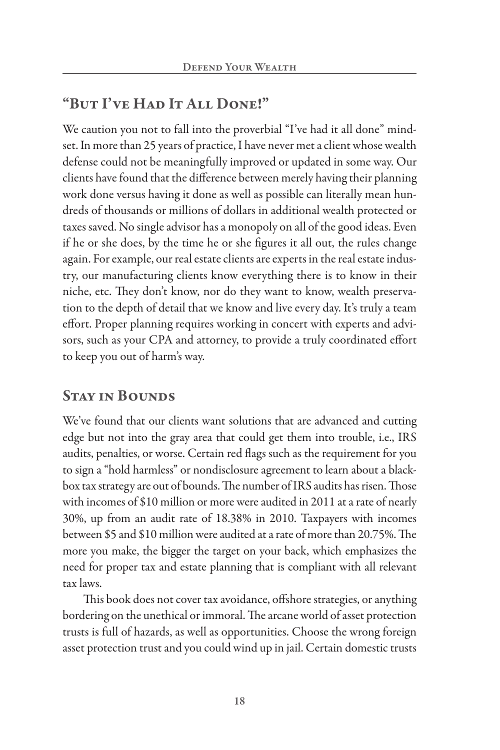## "But I've Had It All Done!"

We caution you not to fall into the proverbial "I've had it all done" mindset. In more than 25 years of practice, I have never met a client whose wealth defense could not be meaningfully improved or updated in some way. Our clients have found that the difference between merely having their planning work done versus having it done as well as possible can literally mean hundreds of thousands or millions of dollars in additional wealth protected or taxes saved. No single advisor has a monopoly on all of the good ideas. Even if he or she does, by the time he or she figures it all out, the rules change again. For example, our real estate clients are experts in the real estate industry, our manufacturing clients know everything there is to know in their niche, etc. They don't know, nor do they want to know, wealth preservation to the depth of detail that we know and live every day. It's truly a team effort. Proper planning requires working in concert with experts and advisors, such as your CPA and attorney, to provide a truly coordinated effort to keep you out of harm's way.

## Stay in Bounds

We've found that our clients want solutions that are advanced and cutting edge but not into the gray area that could get them into trouble, i.e., IRS audits, penalties, or worse. Certain red flags such as the requirement for you to sign a "hold harmless" or nondisclosure agreement to learn about a black-box tax strategy are out of bounds. The number of IRS audits has risen. Those with incomes of $10 million or more were audited in 2011 at a rate of nearly 30%, up from an audit rate of 18.38% in 2010. Taxpayers with incomes between $5 and $10 million were audited at a rate of more than 20.75%. The more you make, the bigger the target on your back, which emphasizes the need for proper tax and estate planning that is compliant with all relevant tax laws.

This book does not cover tax avoidance, offshore strategies, or anything bordering on the unethical or immoral. The arcane world of asset protection trusts is full of hazards, as well as opportunities. Choose the wrong foreign asset protection trust and you could wind up in jail. Certain domestic trusts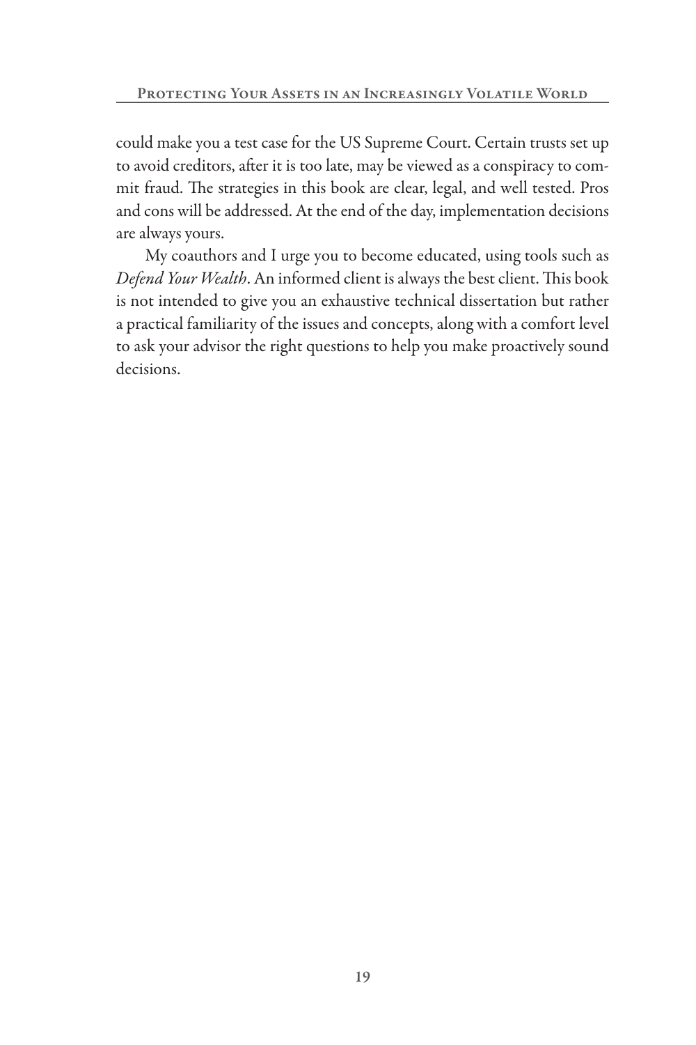could make you a test case for the US Supreme Court. Certain trusts set up to avoid creditors, after it is too late, may be viewed as a conspiracy to commit fraud. The strategies in this book are clear, legal, and well tested. Pros and cons will be addressed. At the end of the day, implementation decisions are always yours.

My coauthors and I urge you to become educated, using tools such as *Defend Your Wealth*. An informed client is always the best client. This book is not intended to give you an exhaustive technical dissertation but rather a practical familiarity of the issues and concepts, along with a comfort level to ask your advisor the right questions to help you make proactively sound decisions.